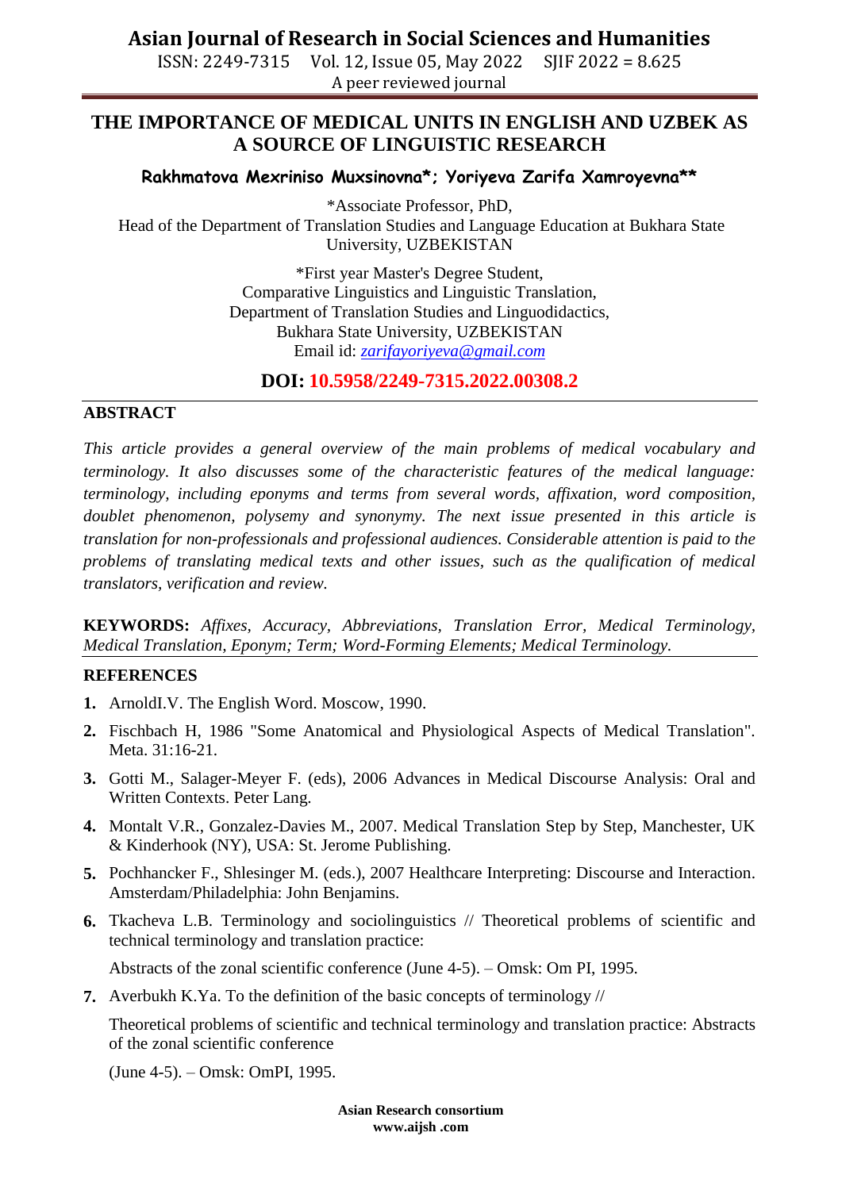# THE IMPORTANCE OF MEDICAL UNITS IN ENGLISH AND UZBEK AS A SOURCE OF LINGUISTIC RESEARCH

**Rakhmatova Mexriniso Muxsinovna\*; Yoriyeva Zarifa Xamroyevna\*\***

\*Associate Professor, PhD,
Head of the Department of Translation Studies and Language Education at Bukhara State University, UZBEKISTAN

\*First year Master's Degree Student,
Comparative Linguistics and Linguistic Translation,
Department of Translation Studies and Linguodidactics,
Bukhara State University, UZBEKISTAN
Email id: zarifayoriyeva@gmail.com

**DOI: 10.5958/2249-7315.2022.00308.2**

## ABSTRACT

*This article provides a general overview of the main problems of medical vocabulary and terminology. It also discusses some of the characteristic features of the medical language: terminology, including eponyms and terms from several words, affixation, word composition, doublet phenomenon, polysemy and synonymy. The next issue presented in this article is translation for non-professionals and professional audiences. Considerable attention is paid to the problems of translating medical texts and other issues, such as the qualification of medical translators, verification and review.*

**KEYWORDS:** *Affixes, Accuracy, Abbreviations, Translation Error, Medical Terminology, Medical Translation, Eponym; Term; Word-Forming Elements; Medical Terminology.*

## REFERENCES

1. ArnoldI.V. The English Word. Moscow, 1990.
2. Fischbach H, 1986 "Some Anatomical and Physiological Aspects of Medical Translation". Meta. 31:16-21.
3. Gotti M., Salager-Meyer F. (eds), 2006 Advances in Medical Discourse Analysis: Oral and Written Contexts. Peter Lang.
4. Montalt V.R., Gonzalez-Davies M., 2007. Medical Translation Step by Step, Manchester, UK & Kinderhook (NY), USA: St. Jerome Publishing.
5. Pochhancker F., Shlesinger M. (eds.), 2007 Healthcare Interpreting: Discourse and Interaction. Amsterdam/Philadelphia: John Benjamins.
6. Tkacheva L.B. Terminology and sociolinguistics // Theoretical problems of scientific and technical terminology and translation practice:

   Abstracts of the zonal scientific conference (June 4-5). – Omsk: Om PI, 1995.
7. Averbukh K.Ya. To the definition of the basic concepts of terminology //

   Theoretical problems of scientific and technical terminology and translation practice: Abstracts of the zonal scientific conference

   (June 4-5). – Omsk: OmPI, 1995.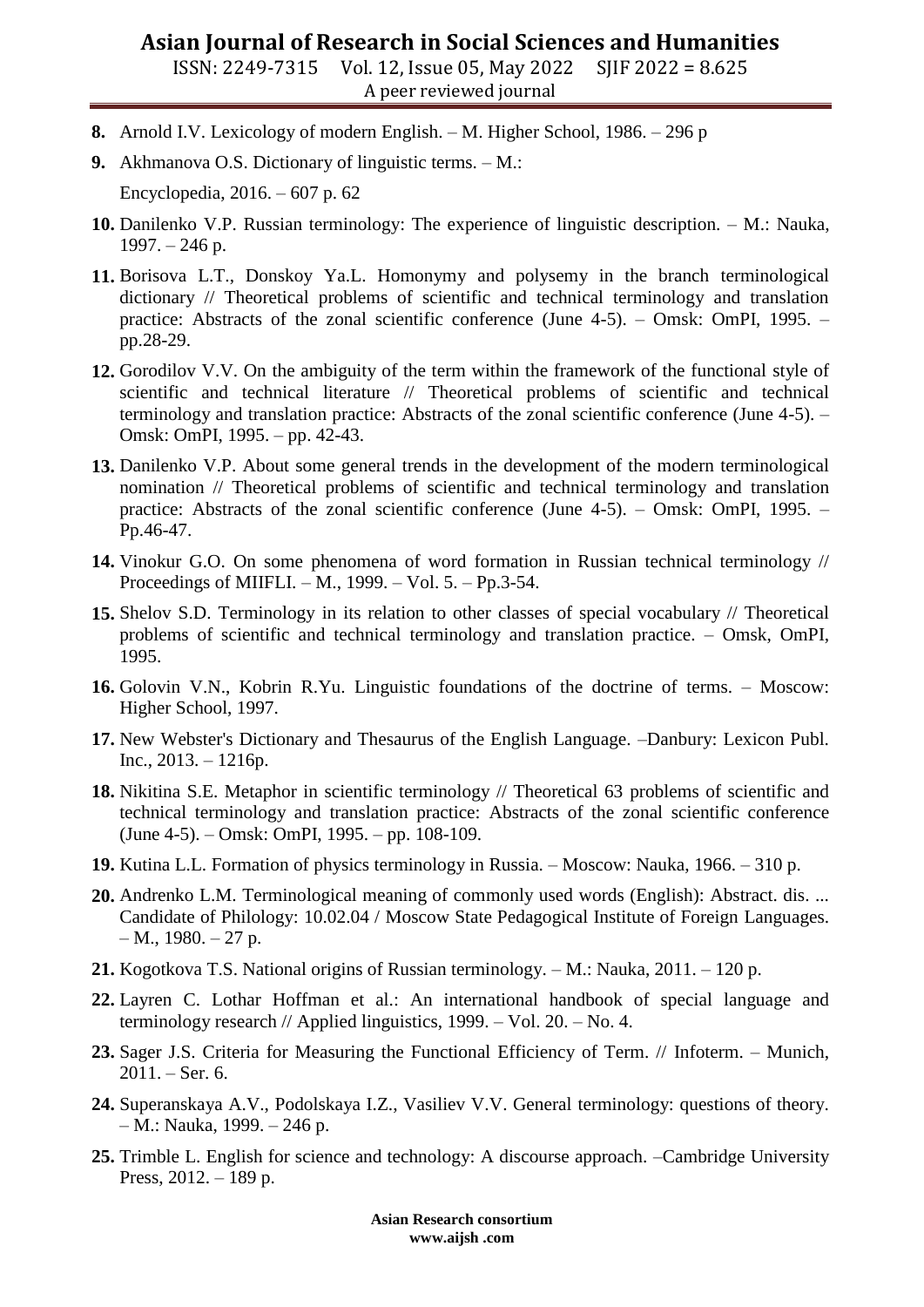8. Arnold I.V. Lexicology of modern English. – M. Higher School, 1986. – 296 p
9. Akhmanova O.S. Dictionary of linguistic terms. – M.:
   Encyclopedia, 2016. – 607 p. 62
10. Danilenko V.P. Russian terminology: The experience of linguistic description. – M.: Nauka, 1997. – 246 p.
11. Borisova L.T., Donskoy Ya.L. Homonymy and polysemy in the branch terminological dictionary // Theoretical problems of scientific and technical terminology and translation practice: Abstracts of the zonal scientific conference (June 4-5). – Omsk: OmPI, 1995. – pp.28-29.
12. Gorodilov V.V. On the ambiguity of the term within the framework of the functional style of scientific and technical literature // Theoretical problems of scientific and technical terminology and translation practice: Abstracts of the zonal scientific conference (June 4-5). – Omsk: OmPI, 1995. – pp. 42-43.
13. Danilenko V.P. About some general trends in the development of the modern terminological nomination // Theoretical problems of scientific and technical terminology and translation practice: Abstracts of the zonal scientific conference (June 4-5). – Omsk: OmPI, 1995. – Pp.46-47.
14. Vinokur G.O. On some phenomena of word formation in Russian technical terminology // Proceedings of MIIFLI. – M., 1999. – Vol. 5. – Pp.3-54.
15. Shelov S.D. Terminology in its relation to other classes of special vocabulary // Theoretical problems of scientific and technical terminology and translation practice. – Omsk, OmPI, 1995.
16. Golovin V.N., Kobrin R.Yu. Linguistic foundations of the doctrine of terms. – Moscow: Higher School, 1997.
17. New Webster's Dictionary and Thesaurus of the English Language. –Danbury: Lexicon Publ. Inc., 2013. – 1216p.
18. Nikitina S.E. Metaphor in scientific terminology // Theoretical 63 problems of scientific and technical terminology and translation practice: Abstracts of the zonal scientific conference (June 4-5). – Omsk: OmPI, 1995. – pp. 108-109.
19. Kutina L.L. Formation of physics terminology in Russia. – Moscow: Nauka, 1966. – 310 p.
20. Andrenko L.M. Terminological meaning of commonly used words (English): Abstract. dis. ... Candidate of Philology: 10.02.04 / Moscow State Pedagogical Institute of Foreign Languages. – M., 1980. – 27 p.
21. Kogotkova T.S. National origins of Russian terminology. – M.: Nauka, 2011. – 120 p.
22. Layren C. Lothar Hoffman et al.: An international handbook of special language and terminology research // Applied linguistics, 1999. – Vol. 20. – No. 4.
23. Sager J.S. Criteria for Measuring the Functional Efficiency of Term. // Infoterm. – Munich, 2011. – Ser. 6.
24. Superanskaya A.V., Podolskaya I.Z., Vasiliev V.V. General terminology: questions of theory. – M.: Nauka, 1999. – 246 p.
25. Trimble L. English for science and technology: A discourse approach. –Cambridge University Press, 2012. – 189 p.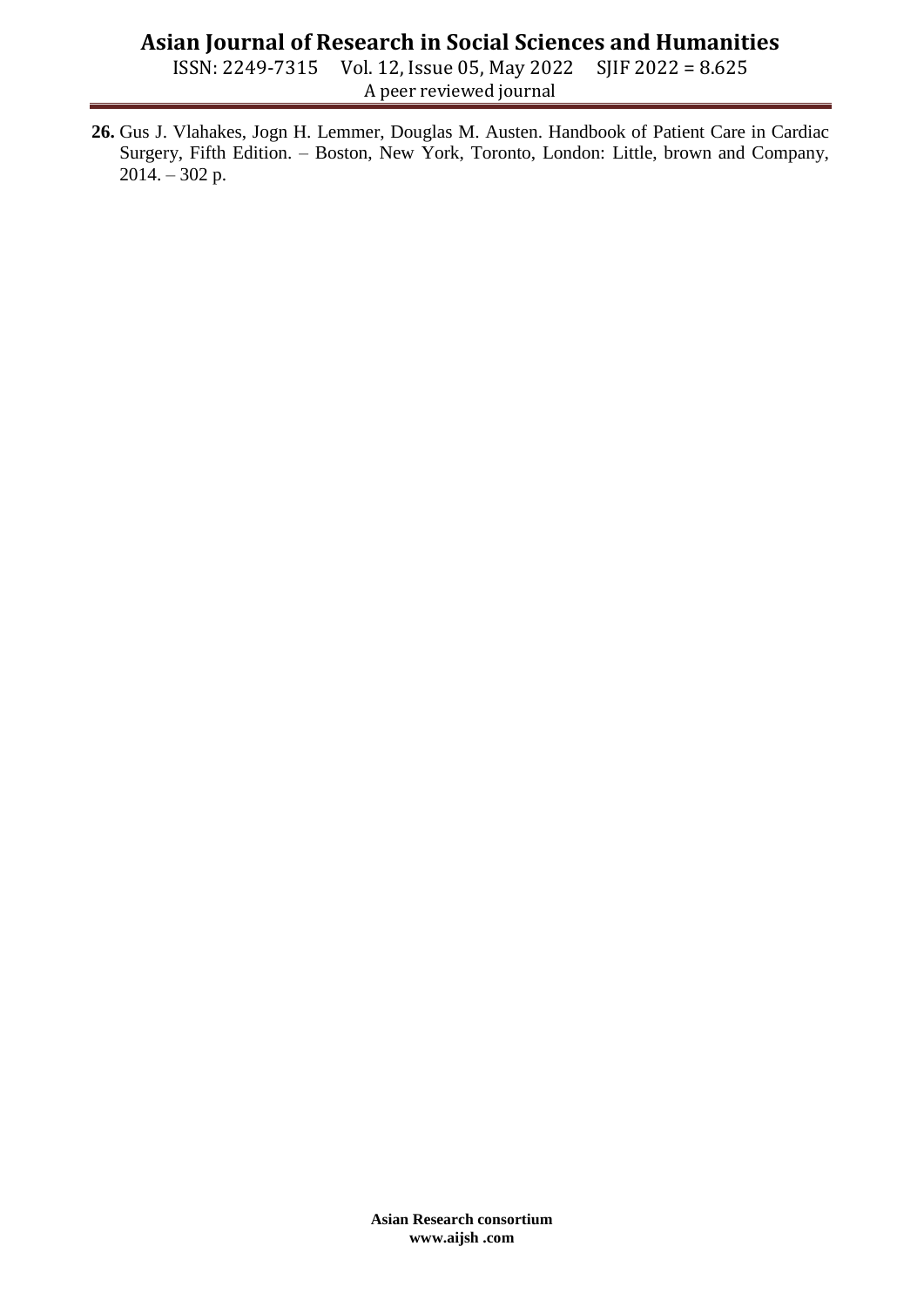26. Gus J. Vlahakes, Jogn H. Lemmer, Douglas M. Austen. Handbook of Patient Care in Cardiac Surgery, Fifth Edition. – Boston, New York, Toronto, London: Little, brown and Company, 2014. – 302 p.